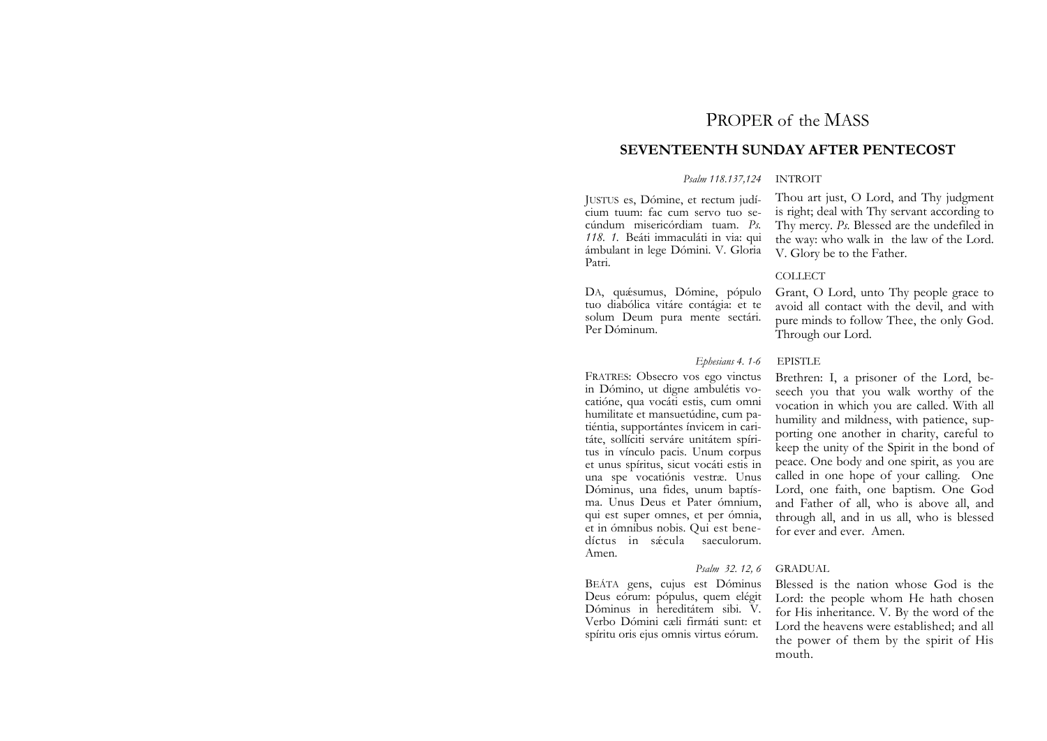# PROPER of the MASS

## SEVENTEENTH SUNDAY AFTER PENTECOST

*Psalm 118.137,124* INTROIT

JUSTUS es, Dómine, et rectum judícium tuum: fac cum servo tuo secúndum misericórdiam tuam. *Ps. 118. 1.* Beáti immaculáti in via: qui ámbulant in lege Dómini. V. Gloria Patri.

Thou art just, O Lord, and Thy judgment is right; deal with Thy servant according to Thy mercy. *Ps.* Blessed are the undefiled in the way: who walk in the law of the Lord. V. Glory be to the Father.

COLLECT

DA, quǽsumus, Dómine, pópulo tuo diabólica vitáre contágia: et te solum Deum pura mente sectári. Per Dóminum.

Grant, O Lord, unto Thy people grace to avoid all contact with the devil, and with pure minds to follow Thee, the only God. Through our Lord.

*Ephesians 4. 1-6* EPISTLE

FRATRES: Obsecro vos ego vinctus in Dómino, ut digne ambulétis vocatióne, qua vocáti estis, cum omni humilitate et mansuetúdine, cum patiéntia, supportántes ínvicem in caritáte, sollíciti serváre unitátem spíritus in vínculo pacis. Unum corpus et unus spíritus, sicut vocáti estis in una spe vocatiónis vestræ. Unus Dóminus, una fides, unum baptísma. Unus Deus et Pater ómnium, qui est super omnes, et per ómnia, et in ómnibus nobis. Qui est benedíctus in sǽcula saeculorum. Amen.

Brethren: I, a prisoner of the Lord, beseech you that you walk worthy of the vocation in which you are called. With all humility and mildness, with patience, supporting one another in charity, careful to keep the unity of the Spirit in the bond of peace. One body and one spirit, as you are called in one hope of your calling. One Lord, one faith, one baptism. One God and Father of all, who is above all, and through all, and in us all, who is blessed for ever and ever. Amen.

*Psalm 32. 12, 6* GRADUAL

BEÁTA gens, cujus est Dóminus Deus eórum: pópulus, quem elégit Dóminus in hereditátem sibi. V. Verbo Dómini cæli firmáti sunt: et spíritu oris ejus omnis virtus eórum.

Blessed is the nation whose God is the Lord: the people whom He hath chosen for His inheritance. V. By the word of the Lord the heavens were established; and all the power of them by the spirit of His mouth.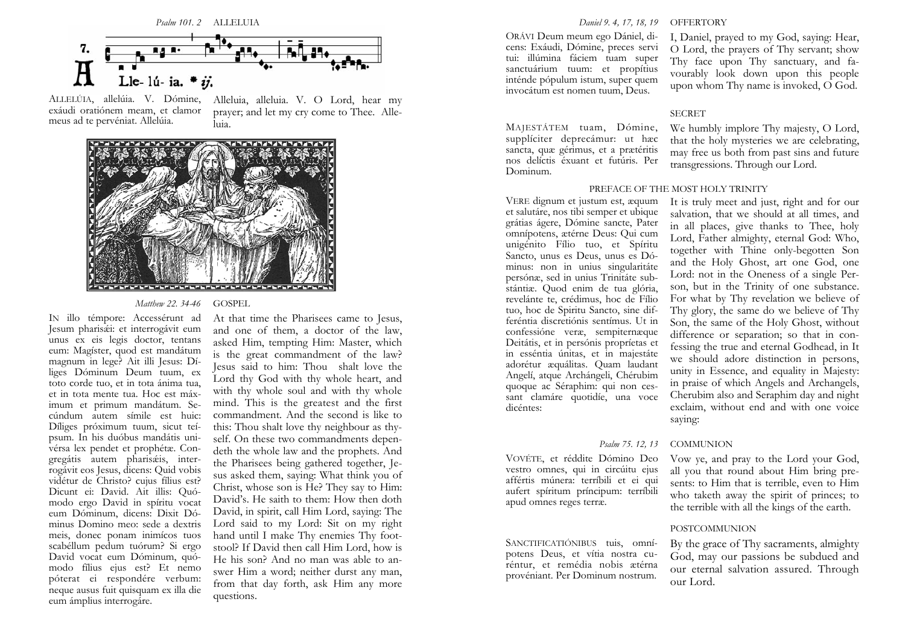*Psalm 101. 2* ALLELUIA

ALLELÚIA, allelúia. V. Dómine, exáudi oratiónem meam, et clamor meus ad te pervéniat. Allelúia.

Alleluia, alleluia. V. O Lord, hear my prayer; and let my cry come to Thee. Alleluia.

*Matthew 22. 34-46* GOSPEL

IN illo témpore: Accessérunt ad Jesum pharisǽi: et interrogávit eum unus ex eis legis doctor, tentans eum: Magíster, quod est mandátum magnum in lege? Ait illi Jesus: Díliges Dóminum Deum tuum, ex toto corde tuo, et in tota ánima tua, et in tota mente tua. Hoc est máximum et primum mandátum. Secúndum autem símile est huic: Díliges próximum tuum, sicut teípsum. In his duóbus mandátis universa lex pendet et prophétæ. Congregátis autem pharisǽis, interrogávit eos Jesus, dicens: Quid vobis vidétur de Christo? cujus fílius est? Dicunt ei: David. Ait illis: Quómodo ergo David in spíritu vocat eum Dóminum, dicens: Dixit Dóminus Domino meo: sede a dextris meis, donec ponam inimícos tuos scabéllum pedum tuórum? Si ergo David vocat eum Dóminum, quómodo fílius ejus est? Et nemo póterat ei respondére verbum: neque ausus fuit quisquam ex illa die eum ámplius interrogáre.

At that time the Pharisees came to Jesus, and one of them, a doctor of the law, asked Him, tempting Him: Master, which is the great commandment of the law? Jesus said to him: Thou shalt love the Lord thy God with thy whole heart, and with thy whole soul and with thy whole mind. This is the greatest and the first commandment. And the second is like to this: Thou shalt love thy neighbour as thyself. On these two commandments dependeth the whole law and the prophets. And the Pharisees being gathered together, Jesus asked them, saying: What think you of Christ, whose son is He? They say to Him: David's. He saith to them: How then doth David, in spirit, call Him Lord, saying: The Lord said to my Lord: Sit on my right hand until I make Thy enemies Thy footstool? If David then call Him Lord, how is He his son? And no man was able to answer Him a word; neither durst any man, from that day forth, ask Him any more questions.

*Daniel 9. 4, 17, 18, 19* OFFERTORY

ORÁVI Deum meum ego Dániel, dicens: Exáudi, Dómine, preces servi tui: illúmina fáciem tuam super sanctuárium tuum: et propítius inténde pópulum istum, super quem invocátum est nomen tuum, Deus.

I, Daniel, prayed to my God, saying: Hear, O Lord, the prayers of Thy servant; show Thy face upon Thy sanctuary, and favourably look down upon this people upon whom Thy name is invoked, O God.

SECRET

MAJESTÁTEM tuam, Dómine, supplíciter deprecámur: ut hæc sancta, quæ gérimus, et a prætéritis nos delíctis éxuant et futúris. Per Dominum.

We humbly implore Thy majesty, O Lord, that the holy mysteries we are celebrating, may free us both from past sins and future transgressions. Through our Lord.

PREFACE OF THE MOST HOLY TRINITY

VERE dignum et justum est, æquum et salutáre, nos tibi semper et ubique grátias ágere, Dómine sancte, Pater omnípotens, ætérne Deus: Qui cum unigénito Fílio tuo, et Spíritu Sancto, unus es Deus, unus es Dóminus: non in unius singularitáte persónæ, sed in unius Trinitáte substántiæ. Quod enim de tua glória, revelánte te, crédimus, hoc de Fílio tuo, hoc de Spíritu Sancto, sine differéntia discretiónis sentímus. Ut in confessióne veræ, sempiternǽque Deitátis, et in persónis propríetas et in esséntia únitas, et in majestáte adorétur æquálitas. Quam laudant Angelí, atque Archángeli, Chérubim quoque ac Séraphim: qui non cessant clamáre quotídie, una voce dicéntes:

It is truly meet and just, right and for our salvation, that we should at all times, and in all places, give thanks to Thee, holy Lord, Father almighty, eternal God: Who, together with Thine only-begotten Son and the Holy Ghost, art one God, one Lord: not in the Oneness of a single Person, but in the Trinity of one substance. For what by Thy revelation we believe of Thy glory, the same do we believe of Thy Son, the same of the Holy Ghost, without difference or separation; so that in confessing the true and eternal Godhead, in It we should adore distinction in persons, unity in Essence, and equality in Majesty: in praise of which Angels and Archangels, Cherubim also and Seraphim day and night exclaim, without end and with one voice saying:

*Psalm 75. 12, 13* COMMUNION

VOVÉTE, et réddite Dómino Deo vestro omnes, qui in circúitu ejus affértis múnera: terríbili et ei qui aufert spíritum príncipum: terríbili apud omnes reges terræ.

Vow ye, and pray to the Lord your God, all you that round about Him bring presents: to Him that is terrible, even to Him who taketh away the spirit of princes; to the terrible with all the kings of the earth.

POSTCOMMUNION

SANCTIFICATIÓNIBUS tuis, omnípotens Deus, et vítia nostra curéntur, et remédia nobis ætérna provéniant. Per Dominum nostrum.

By the grace of Thy sacraments, almighty God, may our passions be subdued and our eternal salvation assured. Through our Lord.